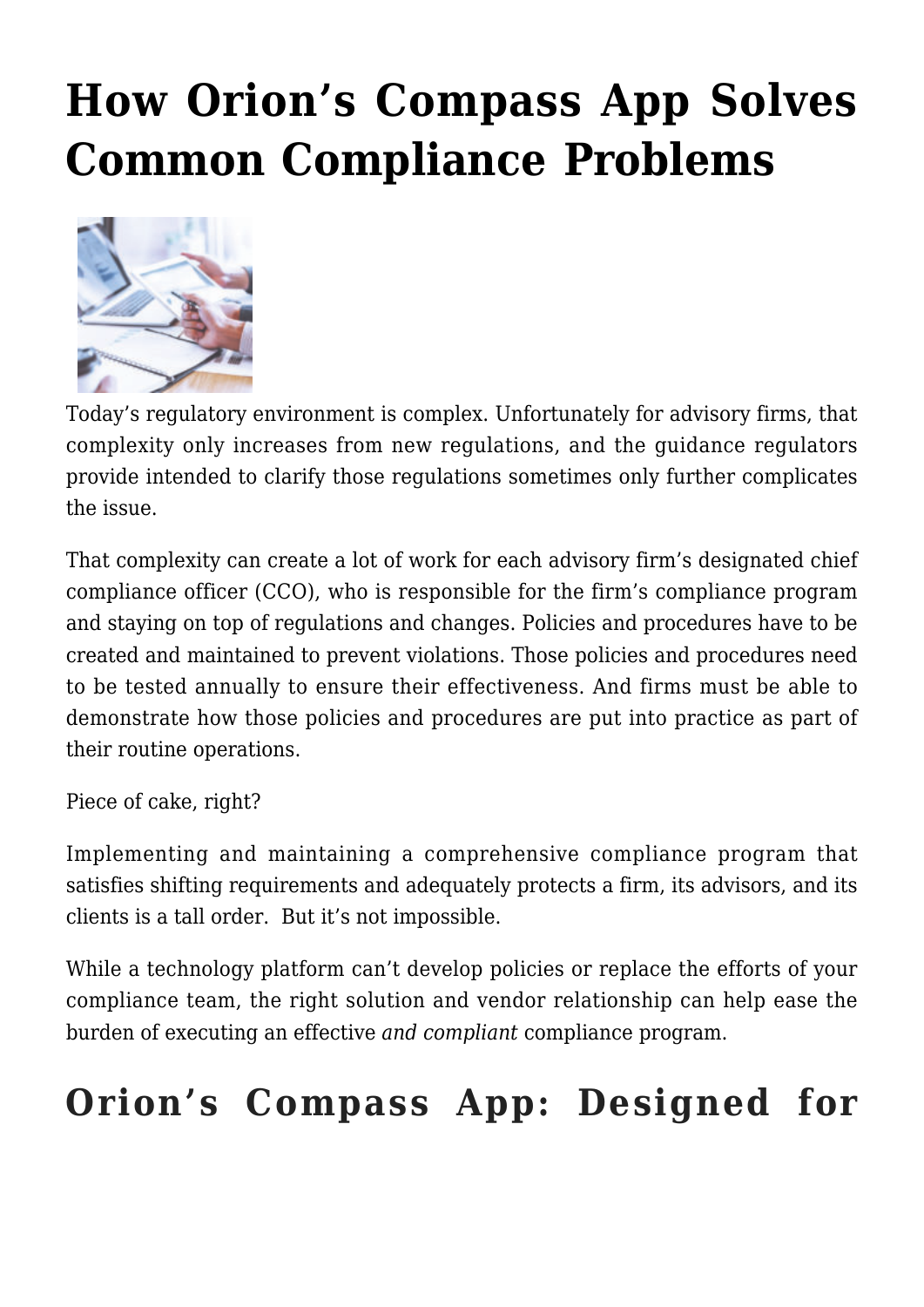# How Orion's Compass App Solves Common Compliance Problems

Today's regulatory environment is complex. Unfortunately for advisory firms, that complexity only increases from new regulations, and the guidance regulators provide intended to clarify those regulations sometimes only further complicates the issue.

That complexity can create a lot of work for each advisory firm's designated chief compliance officer (CCO), who is responsible for the firm's compliance program and staying on top of regulations and changes. Policies and procedures have to be created and maintained to prevent violations. Those policies and procedures need to be tested annually to ensure their effectiveness. And firms must be able to demonstrate how those policies and procedures are put into practice as part of their routine operations.

Piece of cake, right?

Implementing and maintaining a comprehensive compliance program that satisfies shifting requirements and adequately protects a firm, its advisors, and its clients is a tall order. But it's not impossible.

While a technology platform can't develop policies or replace the efforts of your compliance team, the right solution and vendor relationship can help ease the burden of executing an effective *and compliant* compliance program.

## Orion's Compass App: Designed for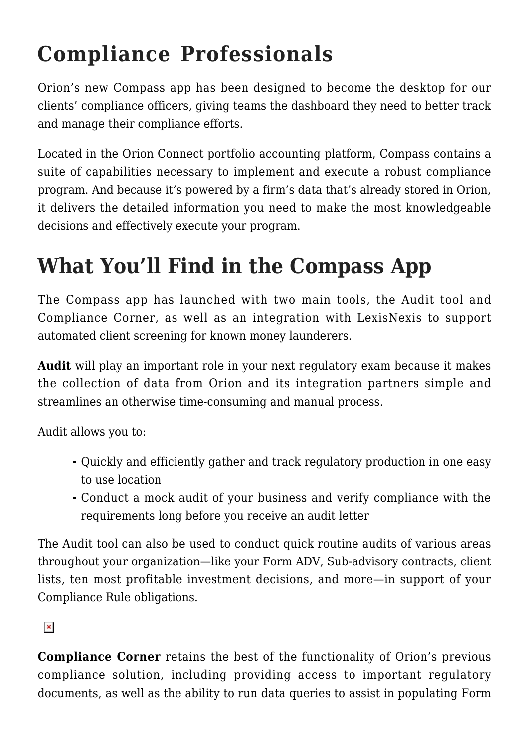# Compliance Professionals

Orion's new Compass app has been designed to become the desktop for our clients' compliance officers, giving teams the dashboard they need to better track and manage their compliance efforts.

Located in the Orion Connect portfolio accounting platform, Compass contains a suite of capabilities necessary to implement and execute a robust compliance program. And because it's powered by a firm's data that's already stored in Orion, it delivers the detailed information you need to make the most knowledgeable decisions and effectively execute your program.

# What You'll Find in the Compass App

The Compass app has launched with two main tools, the Audit tool and Compliance Corner, as well as an integration with LexisNexis to support automated client screening for known money launderers.

**Audit** will play an important role in your next regulatory exam because it makes the collection of data from Orion and its integration partners simple and streamlines an otherwise time-consuming and manual process.

Audit allows you to:

- Quickly and efficiently gather and track regulatory production in one easy to use location
- Conduct a mock audit of your business and verify compliance with the requirements long before you receive an audit letter

The Audit tool can also be used to conduct quick routine audits of various areas throughout your organization—like your Form ADV, Sub-advisory contracts, client lists, ten most profitable investment decisions, and more—in support of your Compliance Rule obligations.

**Compliance Corner** retains the best of the functionality of Orion's previous compliance solution, including providing access to important regulatory documents, as well as the ability to run data queries to assist in populating Form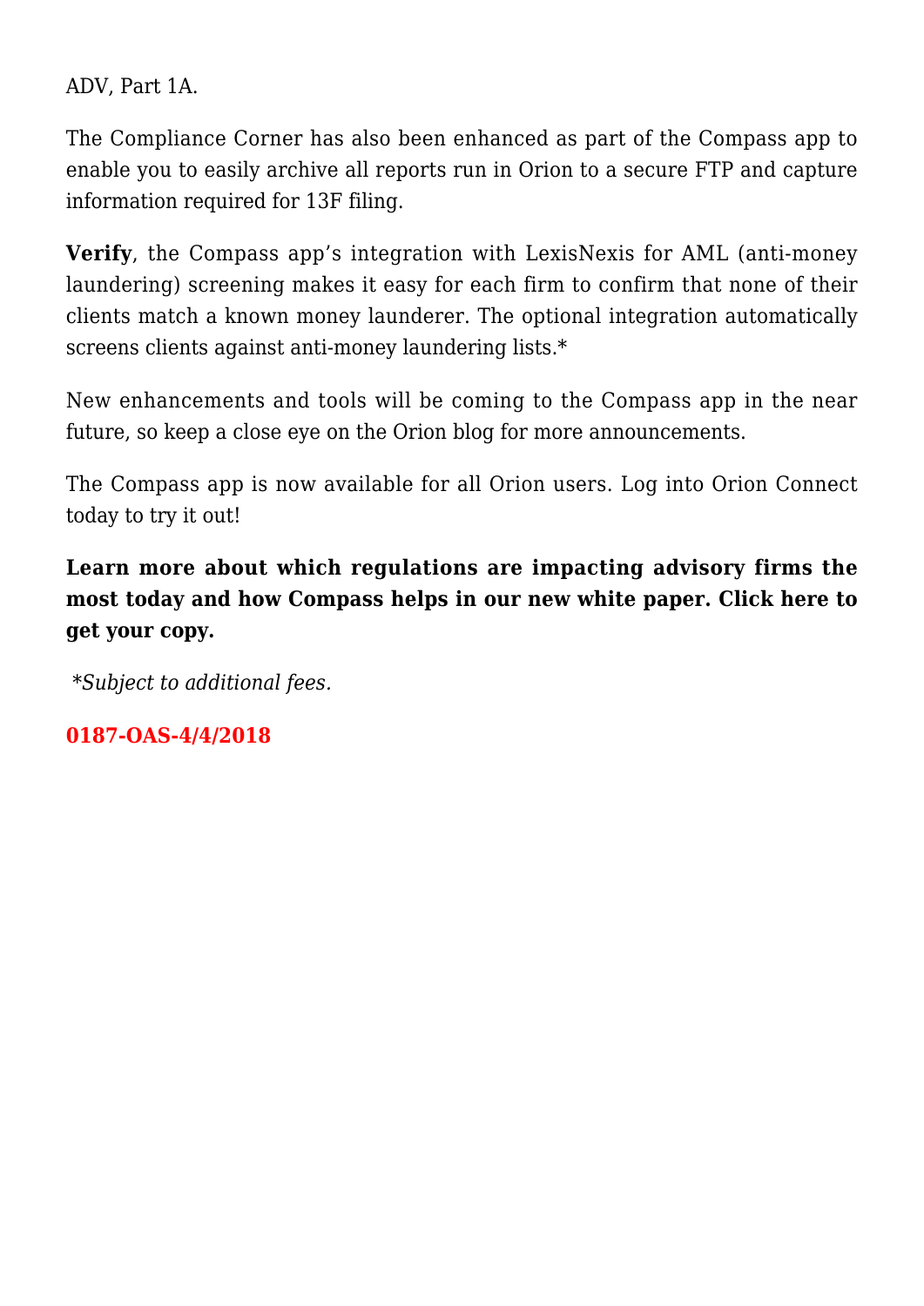ADV, Part 1A.

The Compliance Corner has also been enhanced as part of the Compass app to enable you to easily archive all reports run in Orion to a secure FTP and capture information required for 13F filing.

**Verify**, the Compass app's integration with LexisNexis for AML (anti-money laundering) screening makes it easy for each firm to confirm that none of their clients match a known money launderer. The optional integration automatically screens clients against anti-money laundering lists.*

New enhancements and tools will be coming to the Compass app in the near future, so keep a close eye on the Orion blog for more announcements.

The Compass app is now available for all Orion users. Log into Orion Connect today to try it out!

**Learn more about which regulations are impacting advisory firms the most today and how Compass helps in our new white paper. Click here to get your copy.**

*\*Subject to additional fees.*

**0187-OAS-4/4/2018**